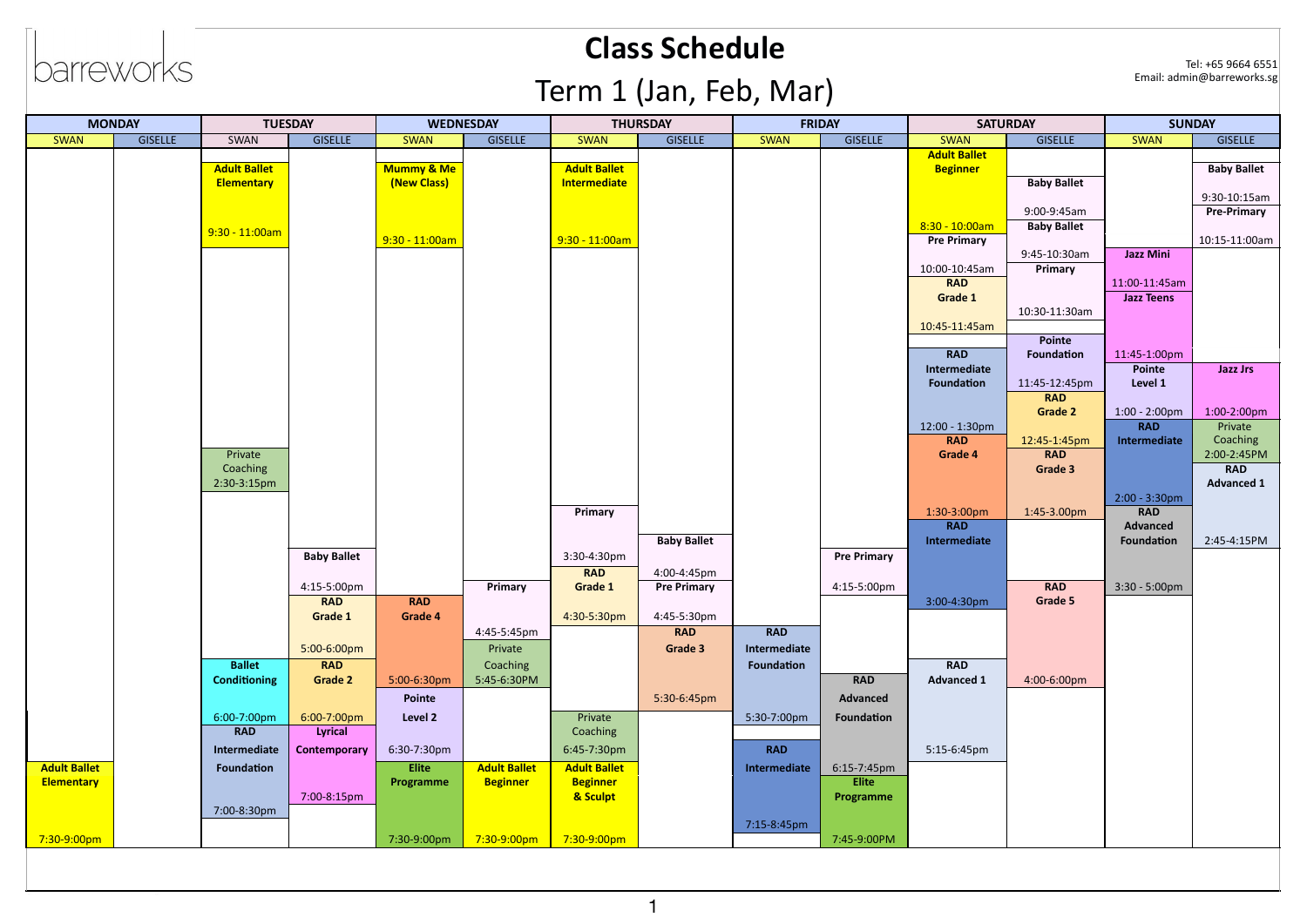barreworks

# Class Schedule

## Term 1 (Jan, Feb, Mar)

Tel: +65 9664 6551
Email: admin@barreworks.sg

| MONDAY | | TUESDAY | | WEDNESDAY | | THURSDAY | | FRIDAY | | SATURDAY | | SUNDAY | |
|---|---|---|---|---|---|---|---|---|---|---|---|---|---|
| SWAN | GISELLE | SWAN | GISELLE | SWAN | GISELLE | SWAN | GISELLE | SWAN | GISELLE | SWAN | GISELLE | SWAN | GISELLE |
| | | Adult Ballet Elementary 9:30 - 11:00am | | Mummy & Me (New Class) 9:30 - 11:00am | | Adult Ballet Intermediate 9:30 - 11:00am | | | | Adult Ballet Beginner 8:30 - 10:00am | Baby Ballet 9:00-9:45am | | Baby Ballet 9:30-10:15am |
| | | | | | | | | | | Pre Primary 10:00-10:45am | Baby Ballet 9:45-10:30am | | Pre-Primary 10:15-11:00am |
| | | | | | | | | | | RAD Grade 1 10:45-11:45am | Primary 10:30-11:30am | Jazz Mini 11:00-11:45am | |
| | | | | | | | | | | RAD Intermediate Foundation 12:00 - 1:30pm | Pointe Foundation 11:45-12:45pm | Jazz Teens 11:45-1:00pm | |
| | | | | | | | | | | | RAD Grade 2 12:45-1:45pm | Pointe Level 1 1:00 - 2:00pm | Jazz Jrs 1:00-2:00pm |
| | | Private Coaching 2:30-3:15pm | | | | | | | | RAD Grade 4 1:30-3:00pm | RAD Grade 3 1:45-3.00pm | RAD Intermediate 2:00 - 3:30pm | Private Coaching 2:00-2:45PM |
| | | | | | | | | | | | | | RAD Advanced 1 2:45-4:15PM |
| | | | | | | Primary 3:30-4:30pm | Baby Ballet 4:00-4:45pm | | Pre Primary 4:15-5:00pm | RAD Intermediate 3:00-4:30pm | | RAD Advanced Foundation 3:30 - 5:00pm | |
| | | | Baby Ballet 4:15-5:00pm | | Primary 4:45-5:45pm | RAD Grade 1 4:30-5:30pm | Pre Primary 4:45-5:30pm | | | | RAD Grade 5 4:00-6:00pm | | |
| | | | RAD Grade 1 5:00-6:00pm | RAD Grade 4 5:00-6:30pm | Private Coaching 5:45-6:30PM | | RAD Grade 3 5:30-6:45pm | RAD Intermediate Foundation 5:30-7:00pm | | RAD Advanced 1 5:15-6:45pm | | | |
| | | Ballet Conditioning 6:00-7:00pm | RAD Grade 2 6:00-7:00pm | Pointe Level 2 6:30-7:30pm | | Private Coaching 6:45-7:30pm | | | RAD Advanced Foundation 6:15-7:45pm | | | | |
| | | RAD Intermediate Foundation 7:00-8:30pm | Lyrical Contemporary 7:00-8:15pm | | | | | RAD Intermediate 7:15-8:45pm | | | | | |
| Adult Ballet Elementary 7:30-9:00pm | | | | Elite Programme 7:30-9:00pm | Adult Ballet Beginner 7:30-9:00pm | Adult Ballet Beginner & Sculpt 7:30-9:00pm | | | Elite Programme 7:45-9:00PM | | | | |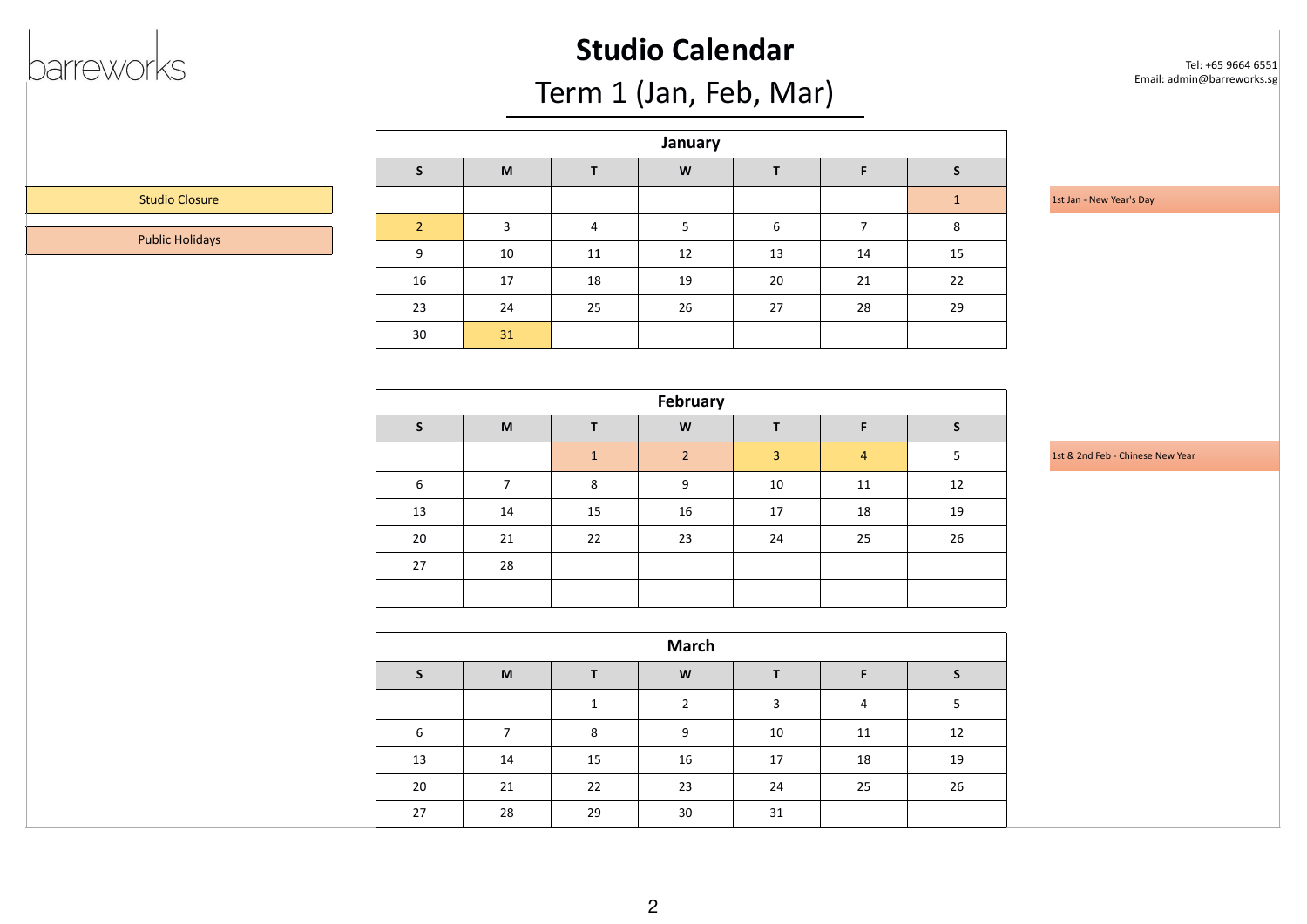barreworks

# Studio Calendar

## Term 1 (Jan, Feb, Mar)

Tel: +65 9664 6551
Email: admin@barreworks.sg

Studio Closure

Public Holidays

**January**

| S | M | T | W | T | F | S |
|---|---|---|---|---|---|---|
| | | | | | | 1 |
| 2 | 3 | 4 | 5 | 6 | 7 | 8 |
| 9 | 10 | 11 | 12 | 13 | 14 | 15 |
| 16 | 17 | 18 | 19 | 20 | 21 | 22 |
| 23 | 24 | 25 | 26 | 27 | 28 | 29 |
| 30 | 31 | | | | | |

1st Jan - New Year's Day

**February**

| S | M | T | W | T | F | S |
|---|---|---|---|---|---|---|
| | | 1 | 2 | 3 | 4 | 5 |
| 6 | 7 | 8 | 9 | 10 | 11 | 12 |
| 13 | 14 | 15 | 16 | 17 | 18 | 19 |
| 20 | 21 | 22 | 23 | 24 | 25 | 26 |
| 27 | 28 | | | | | |

1st & 2nd Feb - Chinese New Year

**March**

| S | M | T | W | T | F | S |
|---|---|---|---|---|---|---|
| | | 1 | 2 | 3 | 4 | 5 |
| 6 | 7 | 8 | 9 | 10 | 11 | 12 |
| 13 | 14 | 15 | 16 | 17 | 18 | 19 |
| 20 | 21 | 22 | 23 | 24 | 25 | 26 |
| 27 | 28 | 29 | 30 | 31 | | |